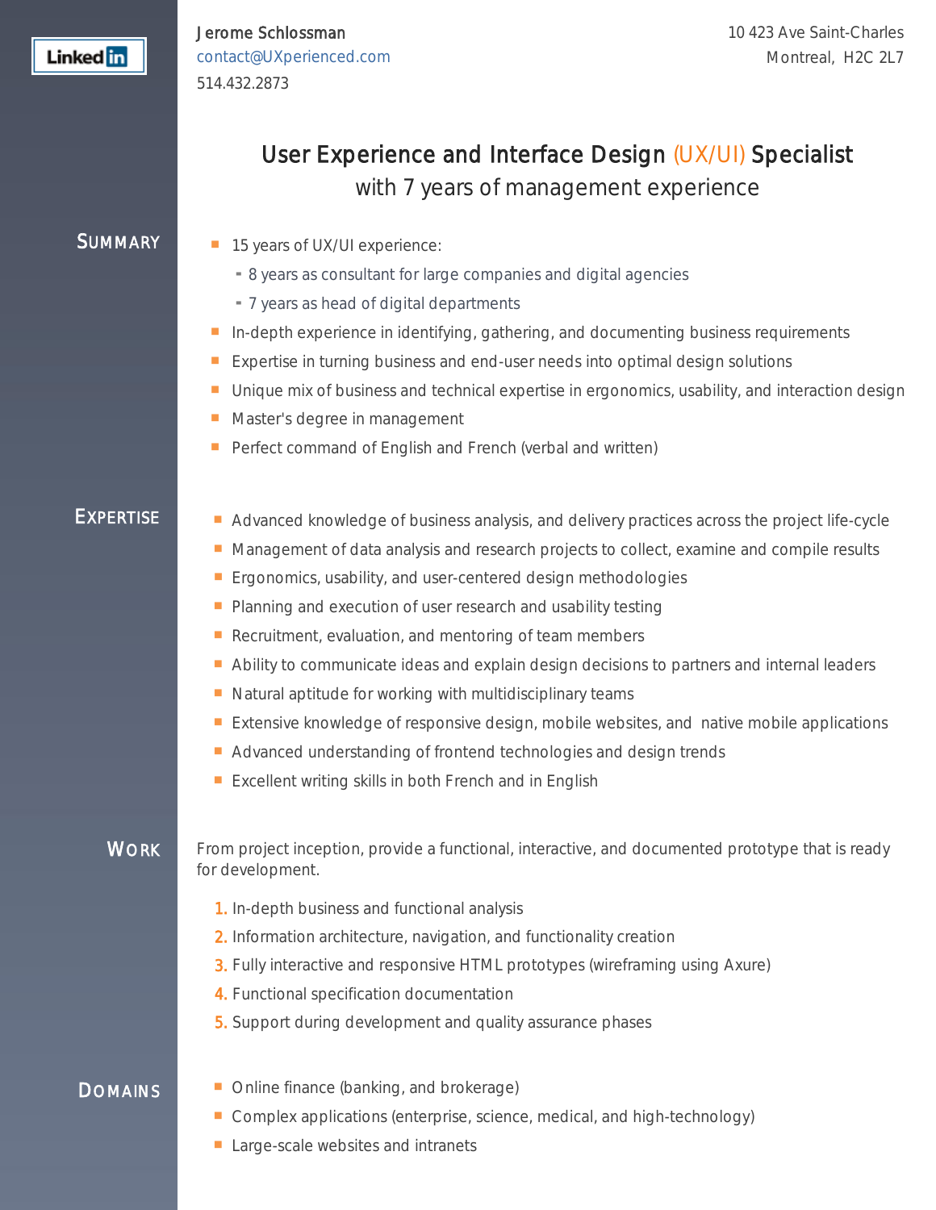LinkedIn

Jerome Schlossman
contact@UXperienced.com
514.432.2873

10 423 Ave Saint-Charles
Montreal, H2C 2L7

# User Experience and Interface Design (UX/UI) Specialist
## with 7 years of management experience

## Summary

- 15 years of UX/UI experience:
  - 8 years as consultant for large companies and digital agencies
  - 7 years as head of digital departments
- In-depth experience in identifying, gathering, and documenting business requirements
- Expertise in turning business and end-user needs into optimal design solutions
- Unique mix of business and technical expertise in ergonomics, usability, and interaction design
- Master's degree in management
- Perfect command of English and French (verbal and written)

## Expertise

- Advanced knowledge of business analysis, and delivery practices across the project life-cycle
- Management of data analysis and research projects to collect, examine and compile results
- Ergonomics, usability, and user-centered design methodologies
- Planning and execution of user research and usability testing
- Recruitment, evaluation, and mentoring of team members
- Ability to communicate ideas and explain design decisions to partners and internal leaders
- Natural aptitude for working with multidisciplinary teams
- Extensive knowledge of responsive design, mobile websites, and native mobile applications
- Advanced understanding of frontend technologies and design trends
- Excellent writing skills in both French and in English

## Work

From project inception, provide a functional, interactive, and documented prototype that is ready for development.

1. In-depth business and functional analysis
2. Information architecture, navigation, and functionality creation
3. Fully interactive and responsive HTML prototypes (wireframing using Axure)
4. Functional specification documentation
5. Support during development and quality assurance phases

## Domains

- Online finance (banking, and brokerage)
- Complex applications (enterprise, science, medical, and high-technology)
- Large-scale websites and intranets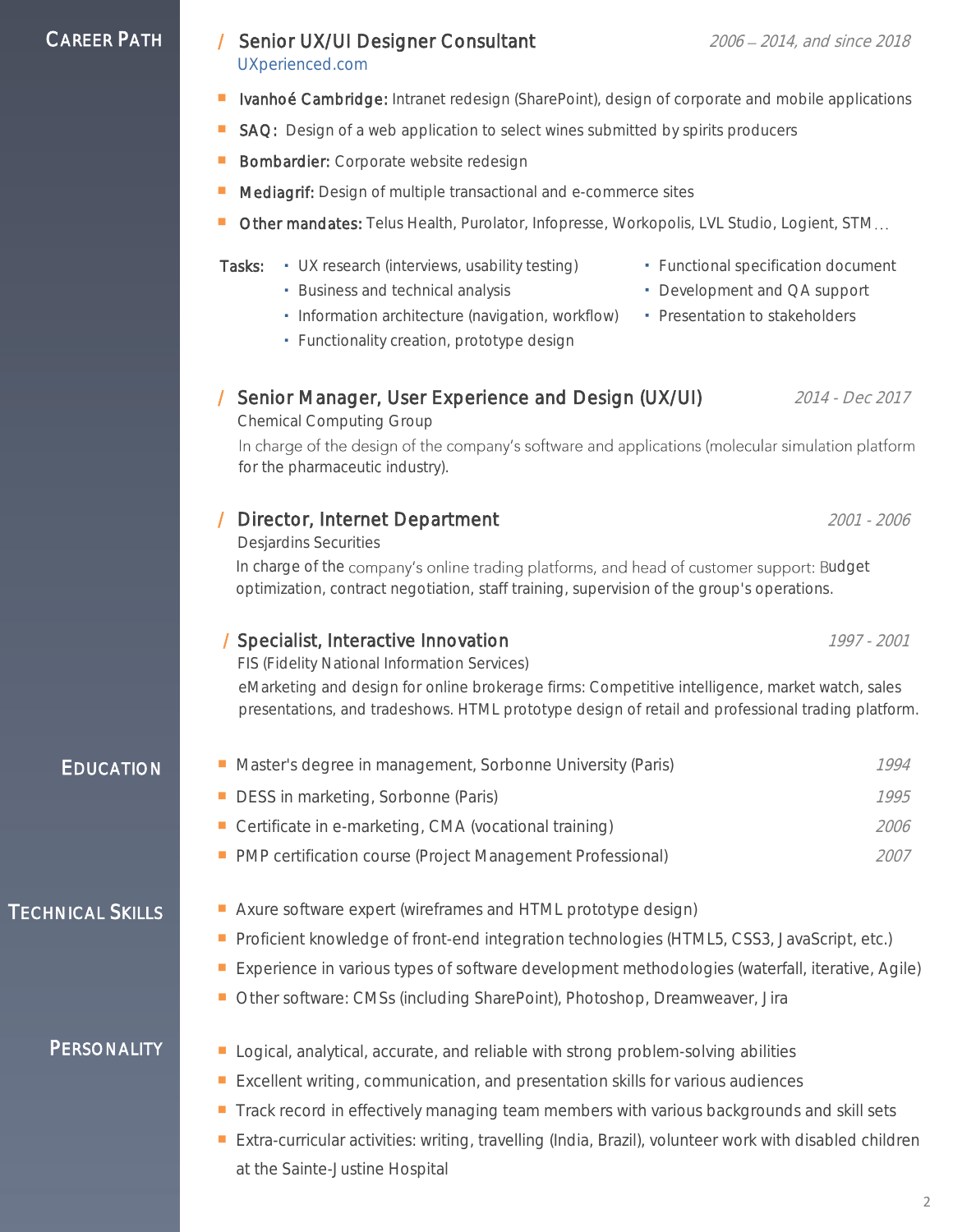## Career Path

### Senior UX/UI Designer Consultant
*2006 – 2014, and since 2018*

UXperienced.com

- **Ivanhoé Cambridge:** Intranet redesign (SharePoint), design of corporate and mobile applications
- **SAQ:** Design of a web application to select wines submitted by spirits producers
- **Bombardier:** Corporate website redesign
- **Mediagrif:** Design of multiple transactional and e-commerce sites
- **Other mandates:** Telus Health, Purolator, Infopresse, Workopolis, LVL Studio, Logient, STM…

Tasks:

- UX research (interviews, usability testing)
- Business and technical analysis
- Information architecture (navigation, workflow)
- Functionality creation, prototype design
- Functional specification document
- Development and QA support
- Presentation to stakeholders

### Senior Manager, User Experience and Design (UX/UI)
*2014 - Dec 2017*

Chemical Computing Group

In charge of the design of the company's software and applications (molecular simulation platform for the pharmaceutical industry).

### Director, Internet Department
*2001 - 2006*

Desjardins Securities

In charge of the company's online trading platforms, and head of customer support: Budget optimization, contract negotiation, staff training, supervision of the group's operations.

### Specialist, Interactive Innovation
*1997 - 2001*

FIS (Fidelity National Information Services)

eMarketing and design for online brokerage firms: Competitive intelligence, market watch, sales presentations, and tradeshows. HTML prototype design of retail and professional trading platform.

## Education

- Master's degree in management, Sorbonne University (Paris) — *1994*
- DESS in marketing, Sorbonne (Paris) — *1995*
- Certificate in e-marketing, CMA (vocational training) — *2006*
- PMP certification course (Project Management Professional) — *2007*

## Technical Skills

- Axure software expert (wireframes and HTML prototype design)
- Proficient knowledge of front-end integration technologies (HTML5, CSS3, JavaScript, etc.)
- Experience in various types of software development methodologies (waterfall, iterative, Agile)
- Other software: CMSs (including SharePoint), Photoshop, Dreamweaver, Jira

## Personality

- Logical, analytical, accurate, and reliable with strong problem-solving abilities
- Excellent writing, communication, and presentation skills for various audiences
- Track record in effectively managing team members with various backgrounds and skill sets
- Extra-curricular activities: writing, travelling (India, Brazil), volunteer work with disabled children at the Sainte-Justine Hospital